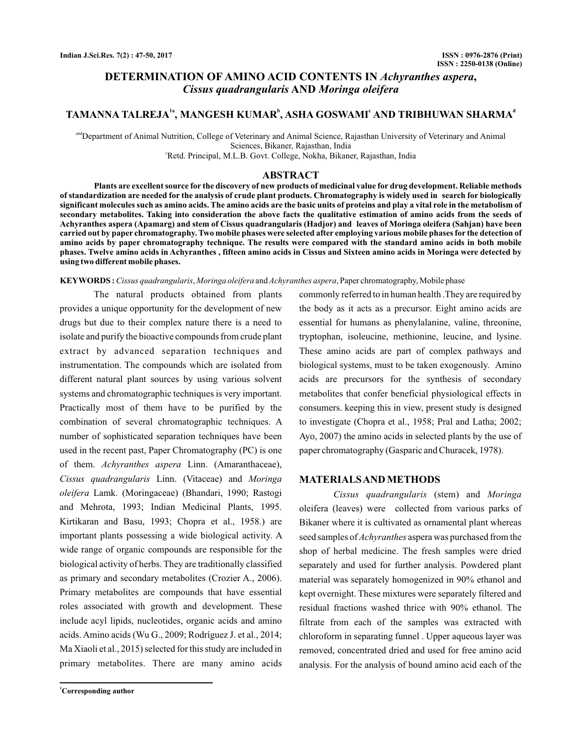# DETERMINATION OF AMINO ACID CONTENTS IN *Achyranthes aspera*, *Cissus quadrangularis* AND *Moringa oleifera*

**TAMANNA TALREJA[1a], MANGESH KUMAR[b], ASHA GOSWAMI[c] AND TRIBHUWAN SHARMA[d]**

[abd]Department of Animal Nutrition, College of Veterinary and Animal Science, Rajasthan University of Veterinary and Animal Sciences, Bikaner, Rajasthan, India

[c]Retd. Principal, M.L.B. Govt. College, Nokha, Bikaner, Rajasthan, India

## ABSTRACT

**Plants are excellent source for the discovery of new products of medicinal value for drug development. Reliable methods of standardization are needed for the analysis of crude plant products. Chromatography is widely used in search for biologically significant molecules such as amino acids. The amino acids are the basic units of proteins and play a vital role in the metabolism of secondary metabolites. Taking into consideration the above facts the qualitative estimation of amino acids from the seeds of Achyranthes aspera (Apamarg) and stem of Cissus quadrangularis (Hadjor) and leaves of Moringa oleifera (Sahjan) have been carried out by paper chromatography. Two mobile phases were selected after employing various mobile phases for the detection of amino acids by paper chromatography technique. The results were compared with the standard amino acids in both mobile phases. Twelve amino acids in Achyranthes , fifteen amino acids in Cissus and Sixteen amino acids in Moringa were detected by using two different mobile phases.**

**KEYWORDS :** *Cissus quadrangularis*, *Moringa oleifera* and *Achyranthes aspera*, Paper chromatography, Mobile phase

The natural products obtained from plants provides a unique opportunity for the development of new drugs but due to their complex nature there is a need to isolate and purify the bioactive compounds from crude plant extract by advanced separation techniques and instrumentation. The compounds which are isolated from different natural plant sources by using various solvent systems and chromatographic techniques is very important. Practically most of them have to be purified by the combination of several chromatographic techniques. A number of sophisticated separation techniques have been used in the recent past, Paper Chromatography (PC) is one of them. *Achyranthes aspera* Linn. (Amaranthaceae), *Cissus quadrangularis* Linn. (Vitaceae) and *Moringa oleifera* Lamk. (Moringaceae) (Bhandari, 1990; Rastogi and Mehrota, 1993; Indian Medicinal Plants, 1995. Kirtikaran and Basu, 1993; Chopra et al., 1958.) are important plants possessing a wide biological activity. A wide range of organic compounds are responsible for the biological activity of herbs. They are traditionally classified as primary and secondary metabolites (Crozier A., 2006). Primary metabolites are compounds that have essential roles associated with growth and development. These include acyl lipids, nucleotides, organic acids and amino acids. Amino acids (Wu G., 2009; Rodríguez J. et al., 2014; Ma Xiaoli et al., 2015) selected for this study are included in primary metabolites. There are many amino acids commonly referred to in human health .They are required by the body as it acts as a precursor. Eight amino acids are essential for humans as phenylalanine, valine, threonine, tryptophan, isoleucine, methionine, leucine, and lysine. These amino acids are part of complex pathways and biological systems, must to be taken exogenously. Amino acids are precursors for the synthesis of secondary metabolites that confer beneficial physiological effects in consumers. keeping this in view, present study is designed to investigate (Chopra et al., 1958; Pral and Latha; 2002; Ayo, 2007) the amino acids in selected plants by the use of paper chromatography (Gasparic and Churacek, 1978).

## MATERIALS AND METHODS

*Cissus quadrangularis* (stem) and *Moringa* oleifera (leaves) were collected from various parks of Bikaner where it is cultivated as ornamental plant whereas seed samples of *Achyranthes* aspera was purchased from the shop of herbal medicine. The fresh samples were dried separately and used for further analysis. Powdered plant material was separately homogenized in 90% ethanol and kept overnight. These mixtures were separately filtered and residual fractions washed thrice with 90% ethanol. The filtrate from each of the samples was extracted with chloroform in separating funnel . Upper aqueous layer was removed, concentrated dried and used for free amino acid analysis. For the analysis of bound amino acid each of the

[1]Corresponding author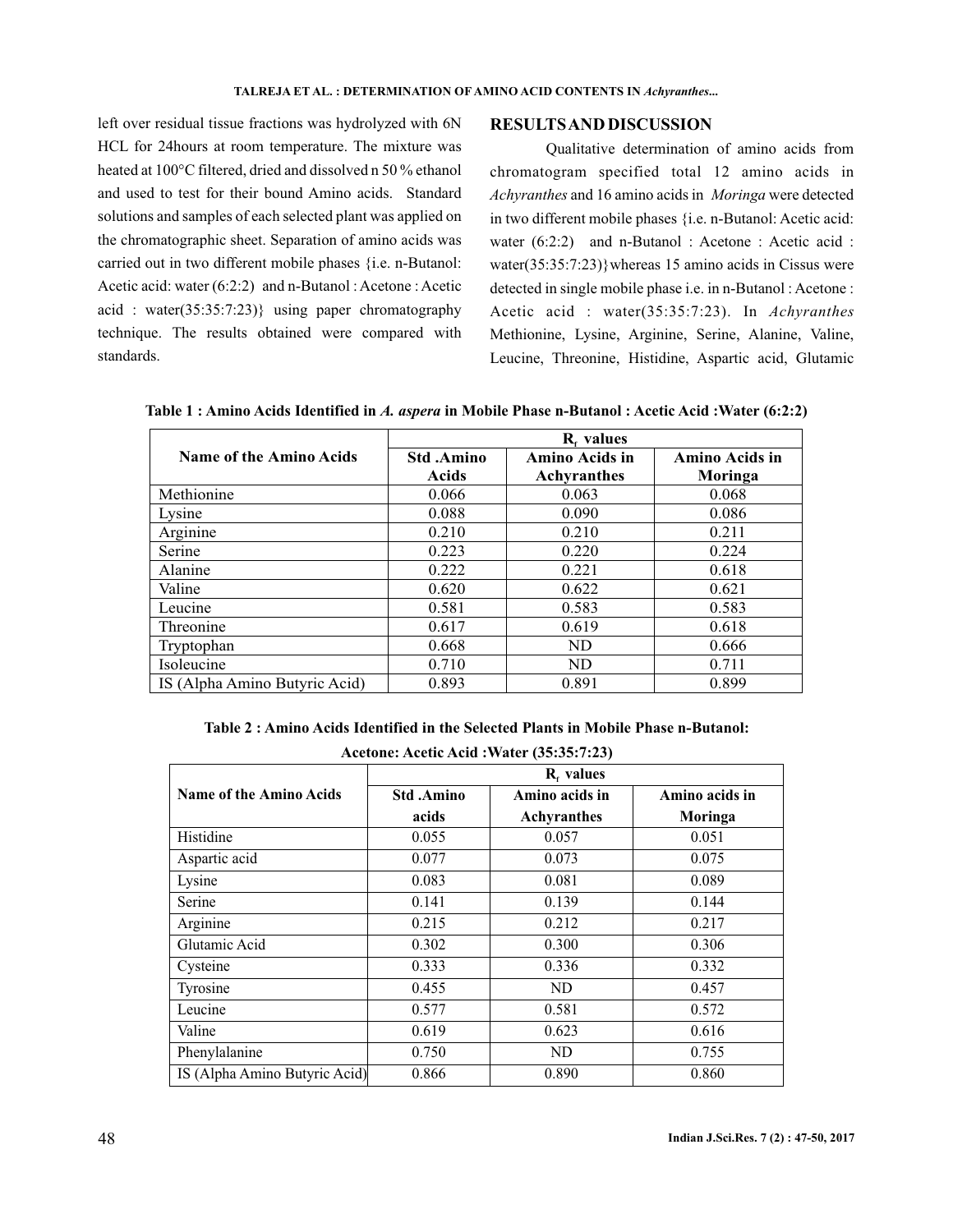left over residual tissue fractions was hydrolyzed with 6N HCL for 24hours at room temperature. The mixture was heated at 100°C filtered, dried and dissolved n 50 % ethanol and used to test for their bound Amino acids. Standard solutions and samples of each selected plant was applied on the chromatographic sheet. Separation of amino acids was carried out in two different mobile phases {i.e. n-Butanol: Acetic acid: water (6:2:2) and n-Butanol : Acetone : Acetic acid : water(35:35:7:23)} using paper chromatography technique. The results obtained were compared with standards.

## RESULTS AND DISCUSSION

Qualitative determination of amino acids from chromatogram specified total 12 amino acids in *Achyranthes* and 16 amino acids in *Moringa* were detected in two different mobile phases {i.e. n-Butanol: Acetic acid: water (6:2:2) and n-Butanol : Acetone : Acetic acid : water(35:35:7:23)}whereas 15 amino acids in Cissus were detected in single mobile phase i.e. in n-Butanol : Acetone : Acetic acid : water(35:35:7:23). In *Achyranthes* Methionine, Lysine, Arginine, Serine, Alanine, Valine, Leucine, Threonine, Histidine, Aspartic acid, Glutamic

**Table 1 : Amino Acids Identified in *A. aspera* in Mobile Phase n-Butanol : Acetic Acid :Water (6:2:2)**

| Name of the Amino Acids | $R_f$ values | | |
|---|---|---|---|
| | **Std .Amino Acids** | **Amino Acids in Achyranthes** | **Amino Acids in Moringa** |
| Methionine | 0.066 | 0.063 | 0.068 |
| Lysine | 0.088 | 0.090 | 0.086 |
| Arginine | 0.210 | 0.210 | 0.211 |
| Serine | 0.223 | 0.220 | 0.224 |
| Alanine | 0.222 | 0.221 | 0.618 |
| Valine | 0.620 | 0.622 | 0.621 |
| Leucine | 0.581 | 0.583 | 0.583 |
| Threonine | 0.617 | 0.619 | 0.618 |
| Tryptophan | 0.668 | ND | 0.666 |
| Isoleucine | 0.710 | ND | 0.711 |
| IS (Alpha Amino Butyric Acid) | 0.893 | 0.891 | 0.899 |

**Table 2 : Amino Acids Identified in the Selected Plants in Mobile Phase n-Butanol: Acetone: Acetic Acid :Water (35:35:7:23)**

| Name of the Amino Acids | $R_f$ values | | |
|---|---|---|---|
| | **Std .Amino acids** | **Amino acids in Achyranthes** | **Amino acids in Moringa** |
| Histidine | 0.055 | 0.057 | 0.051 |
| Aspartic acid | 0.077 | 0.073 | 0.075 |
| Lysine | 0.083 | 0.081 | 0.089 |
| Serine | 0.141 | 0.139 | 0.144 |
| Arginine | 0.215 | 0.212 | 0.217 |
| Glutamic Acid | 0.302 | 0.300 | 0.306 |
| Cysteine | 0.333 | 0.336 | 0.332 |
| Tyrosine | 0.455 | ND | 0.457 |
| Leucine | 0.577 | 0.581 | 0.572 |
| Valine | 0.619 | 0.623 | 0.616 |
| Phenylalanine | 0.750 | ND | 0.755 |
| IS (Alpha Amino Butyric Acid) | 0.866 | 0.890 | 0.860 |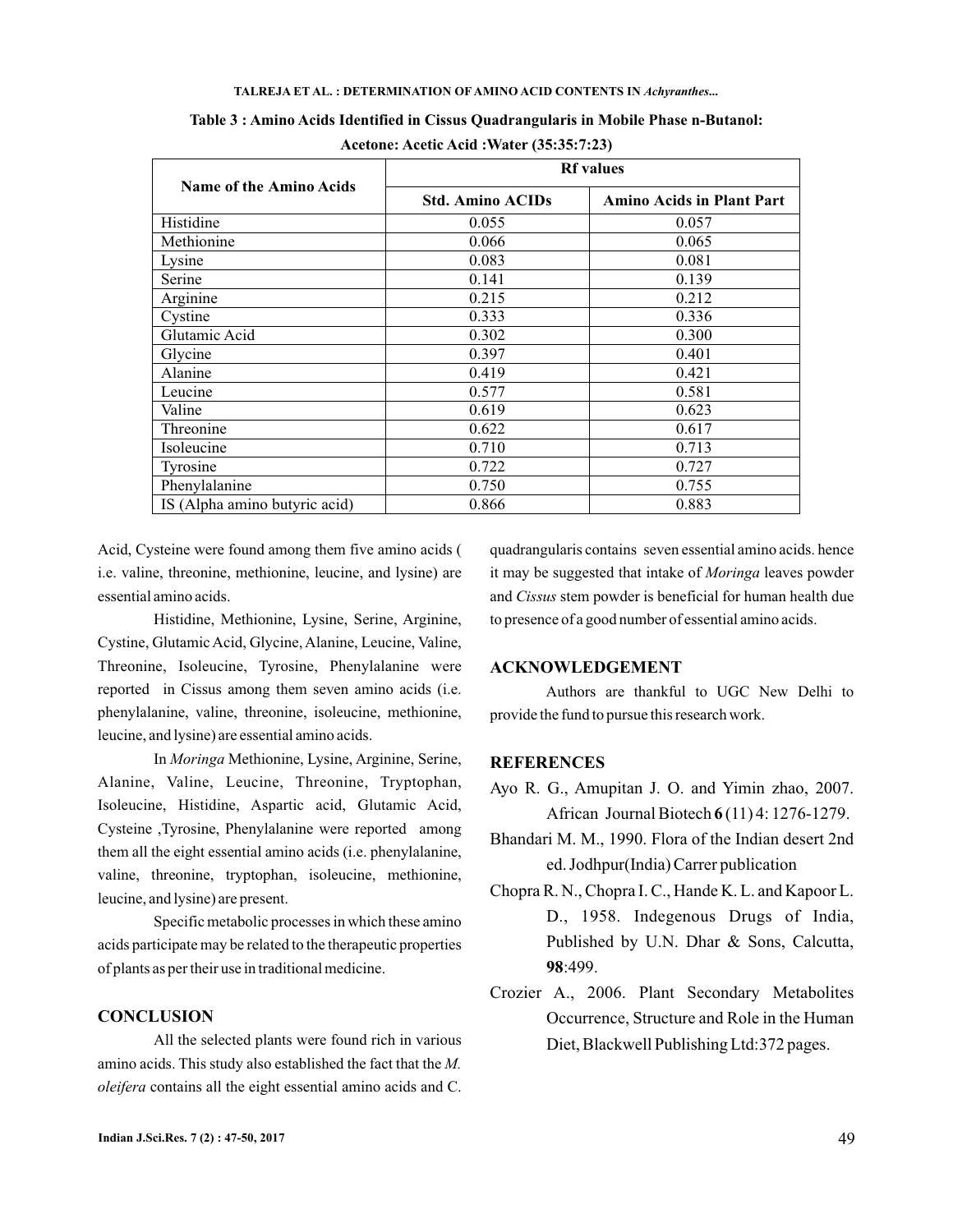**Table 3 : Amino Acids Identified in Cissus Quadrangularis in Mobile Phase n-Butanol: Acetone: Acetic Acid :Water (35:35:7:23)**

| Name of the Amino Acids | Rf values | |
|---|---|---|
| | Std. Amino ACIDs | Amino Acids in Plant Part |
| Histidine | 0.055 | 0.057 |
| Methionine | 0.066 | 0.065 |
| Lysine | 0.083 | 0.081 |
| Serine | 0.141 | 0.139 |
| Arginine | 0.215 | 0.212 |
| Cystine | 0.333 | 0.336 |
| Glutamic Acid | 0.302 | 0.300 |
| Glycine | 0.397 | 0.401 |
| Alanine | 0.419 | 0.421 |
| Leucine | 0.577 | 0.581 |
| Valine | 0.619 | 0.623 |
| Threonine | 0.622 | 0.617 |
| Isoleucine | 0.710 | 0.713 |
| Tyrosine | 0.722 | 0.727 |
| Phenylalanine | 0.750 | 0.755 |
| IS (Alpha amino butyric acid) | 0.866 | 0.883 |

Acid, Cysteine were found among them five amino acids ( i.e. valine, threonine, methionine, leucine, and lysine) are essential amino acids.

Histidine, Methionine, Lysine, Serine, Arginine, Cystine, Glutamic Acid, Glycine, Alanine, Leucine, Valine, Threonine, Isoleucine, Tyrosine, Phenylalanine were reported in Cissus among them seven amino acids (i.e. phenylalanine, valine, threonine, isoleucine, methionine, leucine, and lysine) are essential amino acids.

In *Moringa* Methionine, Lysine, Arginine, Serine, Alanine, Valine, Leucine, Threonine, Tryptophan, Isoleucine, Histidine, Aspartic acid, Glutamic Acid, Cysteine ,Tyrosine, Phenylalanine were reported among them all the eight essential amino acids (i.e. phenylalanine, valine, threonine, tryptophan, isoleucine, methionine, leucine, and lysine) are present.

Specific metabolic processes in which these amino acids participate may be related to the therapeutic properties of plants as per their use in traditional medicine.

## CONCLUSION

All the selected plants were found rich in various amino acids. This study also established the fact that the *M. oleifera* contains all the eight essential amino acids and C. quadrangularis contains seven essential amino acids. hence it may be suggested that intake of *Moringa* leaves powder and *Cissus* stem powder is beneficial for human health due to presence of a good number of essential amino acids.

## ACKNOWLEDGEMENT

Authors are thankful to UGC New Delhi to provide the fund to pursue this research work.

## REFERENCES

Ayo R. G., Amupitan J. O. and Yimin zhao, 2007. African Journal Biotech **6** (11) 4: 1276-1279.

Bhandari M. M., 1990. Flora of the Indian desert 2nd ed. Jodhpur(India) Carrer publication

Chopra R. N., Chopra I. C., Hande K. L. and Kapoor L. D., 1958. Indegenous Drugs of India, Published by U.N. Dhar & Sons, Calcutta, **98**:499.

Crozier A., 2006. Plant Secondary Metabolites Occurrence, Structure and Role in the Human Diet, Blackwell Publishing Ltd:372 pages.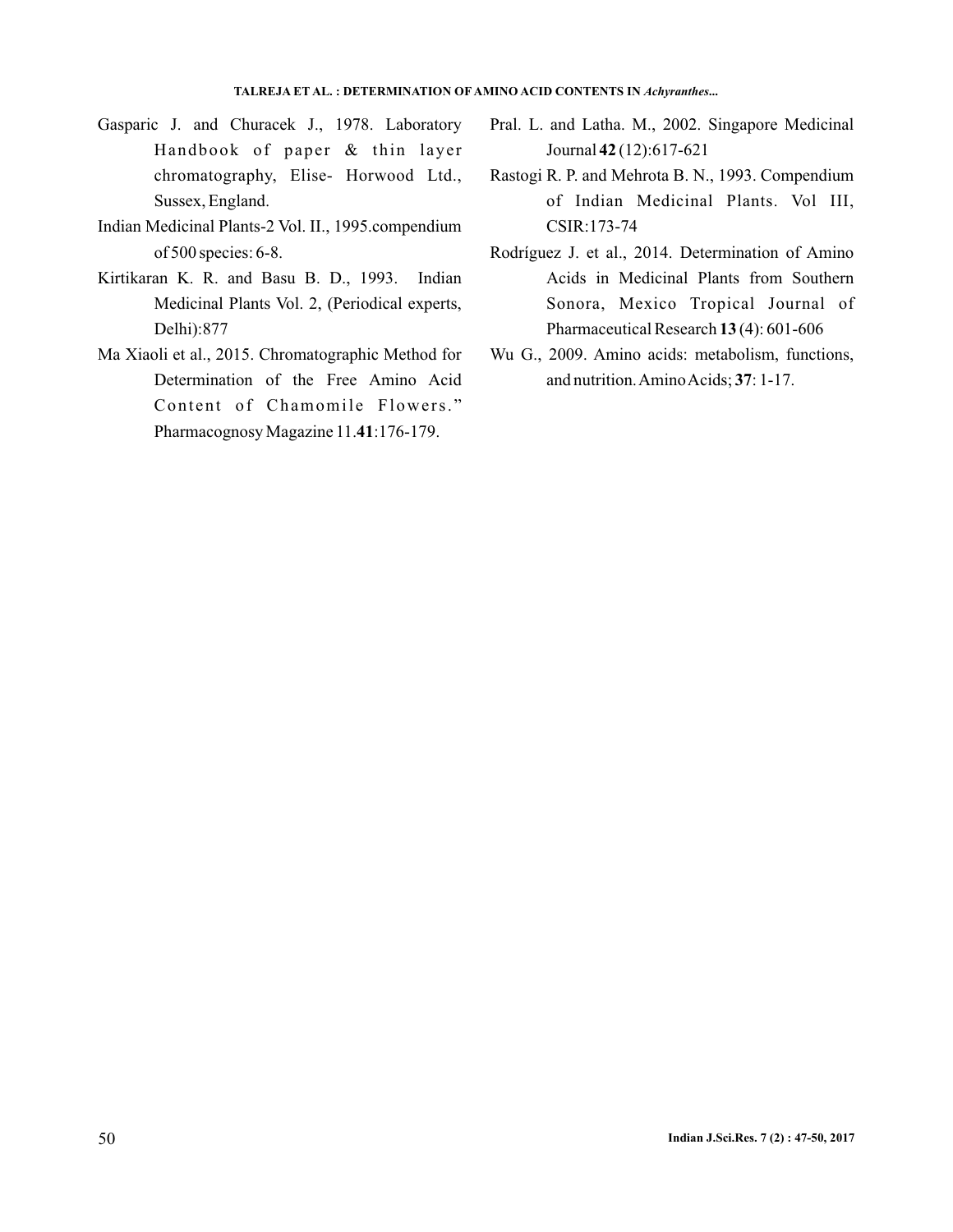Gasparic J. and Churacek J., 1978. Laboratory Handbook of paper & thin layer chromatography, Elise- Horwood Ltd., Sussex, England.

Indian Medicinal Plants-2 Vol. II., 1995.compendium of 500 species: 6-8.

Kirtikaran K. R. and Basu B. D., 1993. Indian Medicinal Plants Vol. 2, (Periodical experts, Delhi):877

Ma Xiaoli et al., 2015. Chromatographic Method for Determination of the Free Amino Acid Content of Chamomile Flowers." Pharmacognosy Magazine 11.**41**:176-179.

Pral. L. and Latha. M., 2002. Singapore Medicinal Journal **42** (12):617-621

Rastogi R. P. and Mehrota B. N., 1993. Compendium of Indian Medicinal Plants. Vol III, CSIR:173-74

Rodríguez J. et al., 2014. Determination of Amino Acids in Medicinal Plants from Southern Sonora, Mexico Tropical Journal of Pharmaceutical Research **13** (4): 601-606

Wu G., 2009. Amino acids: metabolism, functions, and nutrition. Amino Acids; **37**: 1-17.